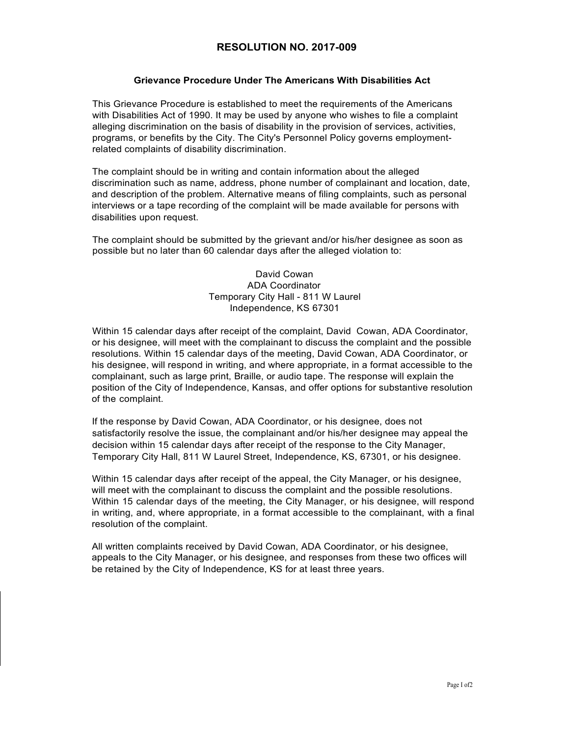# RESOLUTION NO. 2017-009

## Grievance Procedure Under The Americans With Disabilities Act

This Grievance Procedure is established to meet the requirements of the Americans with Disabilities Act of 1990. It may be used by anyone who wishes to file a complaint alleging discrimination on the basis of disability in the provision of services, activities, programs, or benefits by the City. The City's Personnel Policy governs employment-related complaints of disability discrimination.

The complaint should be in writing and contain information about the alleged discrimination such as name, address, phone number of complainant and location, date, and description of the problem. Alternative means of filing complaints, such as personal interviews or a tape recording of the complaint will be made available for persons with disabilities upon request.

The complaint should be submitted by the grievant and/or his/her designee as soon as possible but no later than 60 calendar days after the alleged violation to:

David Cowan  
ADA Coordinator  
Temporary City Hall - 811 W Laurel  
Independence, KS 67301

Within 15 calendar days after receipt of the complaint, David Cowan, ADA Coordinator, or his designee, will meet with the complainant to discuss the complaint and the possible resolutions. Within 15 calendar days of the meeting, David Cowan, ADA Coordinator, or his designee, will respond in writing, and where appropriate, in a format accessible to the complainant, such as large print, Braille, or audio tape. The response will explain the position of the City of Independence, Kansas, and offer options for substantive resolution of the complaint.

If the response by David Cowan, ADA Coordinator, or his designee, does not satisfactorily resolve the issue, the complainant and/or his/her designee may appeal the decision within 15 calendar days after receipt of the response to the City Manager, Temporary City Hall, 811 W Laurel Street, Independence, KS, 67301, or his designee.

Within 15 calendar days after receipt of the appeal, the City Manager, or his designee, will meet with the complainant to discuss the complaint and the possible resolutions. Within 15 calendar days of the meeting, the City Manager, or his designee, will respond in writing, and, where appropriate, in a format accessible to the complainant, with a final resolution of the complaint.

All written complaints received by David Cowan, ADA Coordinator, or his designee, appeals to the City Manager, or his designee, and responses from these two offices will be retained by the City of Independence, KS for at least three years.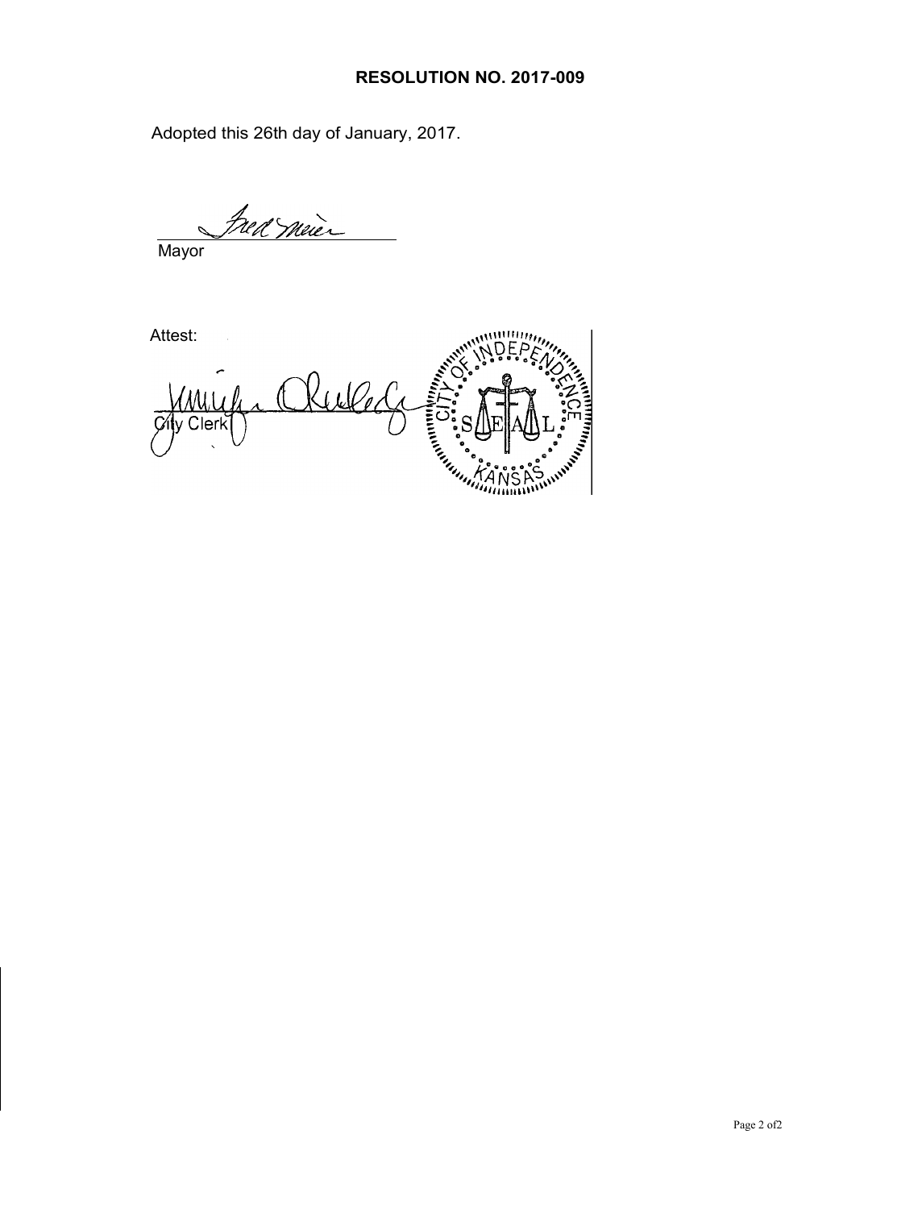**RESOLUTION NO. 2017-009**

Adopted this 26th day of January, 2017.

Mayor

Attest:

City Clerk

CITY OF INDEPENDENCE
SEAL
KANSAS